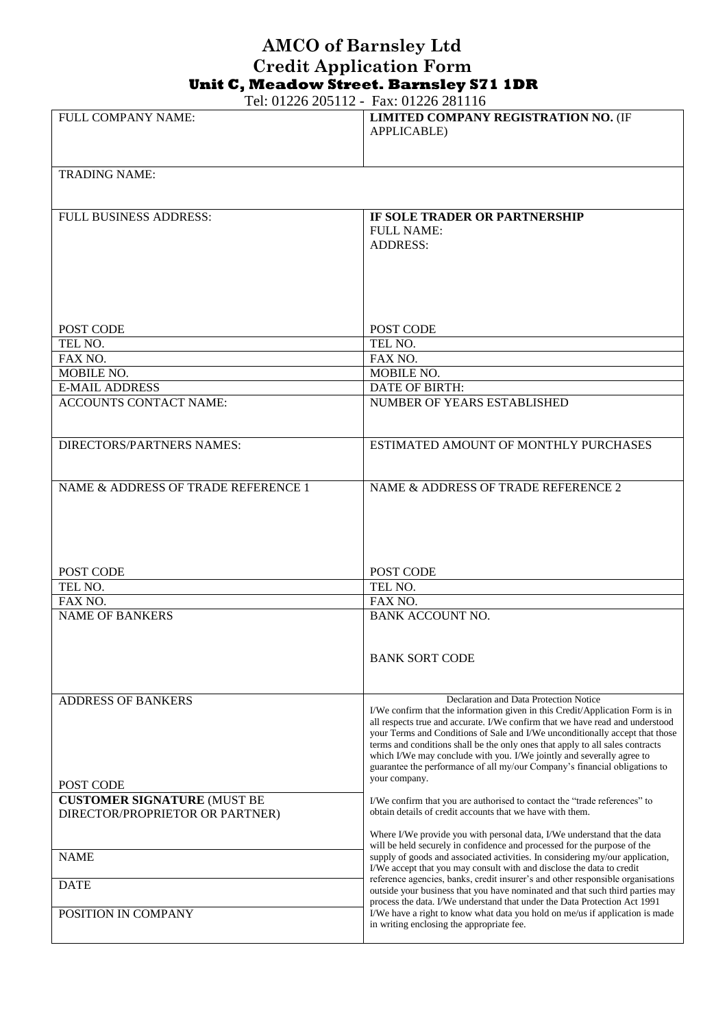# AMCO of Barnsley Ltd
# Credit Application Form
### Unit C, Meadow Street. Barnsley S71 1DR

Tel: 01226 205112 - Fax: 01226 281116

| | |
|---|---|
| FULL COMPANY NAME: | **LIMITED COMPANY REGISTRATION NO.** (IF APPLICABLE) |
| TRADING NAME: | |
| FULL BUSINESS ADDRESS: | **IF SOLE TRADER OR PARTNERSHIP**<br>FULL NAME:<br>ADDRESS: |
| POST CODE | POST CODE |
| TEL NO. | TEL NO. |
| FAX NO. | FAX NO. |
| MOBILE NO. | MOBILE NO. |
| E-MAIL ADDRESS | DATE OF BIRTH: |
| ACCOUNTS CONTACT NAME: | NUMBER OF YEARS ESTABLISHED |
| DIRECTORS/PARTNERS NAMES: | ESTIMATED AMOUNT OF MONTHLY PURCHASES |
| NAME & ADDRESS OF TRADE REFERENCE 1 | NAME & ADDRESS OF TRADE REFERENCE 2 |
| POST CODE | POST CODE |
| TEL NO. | TEL NO. |
| FAX NO. | FAX NO. |
| NAME OF BANKERS | BANK ACCOUNT NO.<br><br>BANK SORT CODE |
| ADDRESS OF BANKERS<br><br>POST CODE | Declaration and Data Protection Notice<br>I/We confirm that the information given in this Credit/Application Form is in all respects true and accurate. I/We confirm that we have read and understood your Terms and Conditions of Sale and I/We unconditionally accept that those terms and conditions shall be the only ones that apply to all sales contracts which I/We may conclude with you. I/We jointly and severally agree to guarantee the performance of all my/our Company's financial obligations to your company.<br><br>I/We confirm that you are authorised to contact the "trade references" to obtain details of credit accounts that we have with them.<br><br>Where I/We provide you with personal data, I/We understand that the data will be held securely in confidence and processed for the purpose of the supply of goods and associated activities. In considering my/our application, I/We accept that you may consult with and disclose the data to credit reference agencies, banks, credit insurer's and other responsible organisations outside your business that you have nominated and that such third parties may process the data. I/We understand that under the Data Protection Act 1991 I/We have a right to know what data you hold on me/us if application is made in writing enclosing the appropriate fee. |
| **CUSTOMER SIGNATURE** (MUST BE DIRECTOR/PROPRIETOR OR PARTNER) | |
| NAME | |
| DATE | |
| POSITION IN COMPANY | |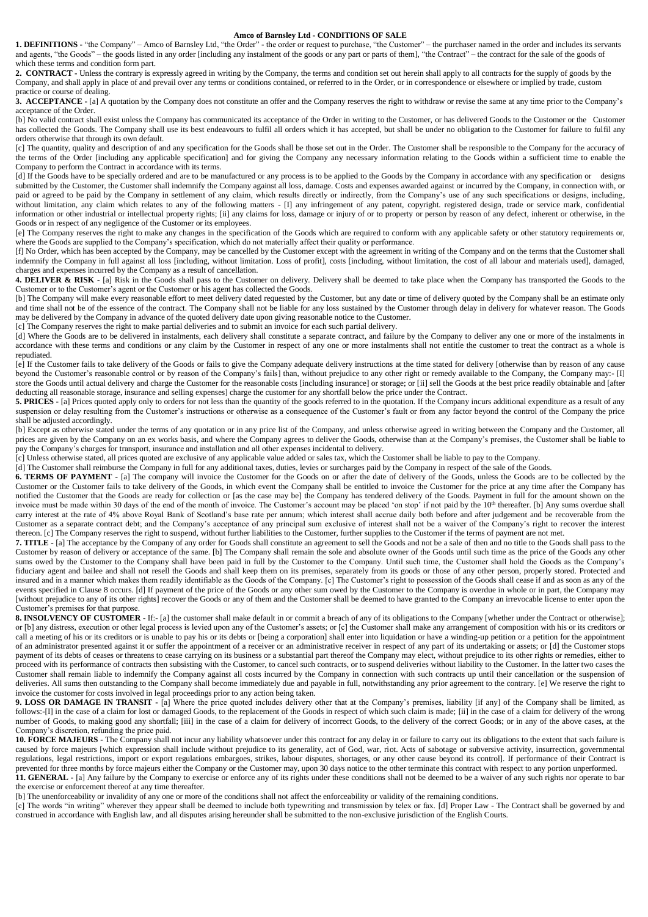# Amco of Barnsley Ltd - CONDITIONS OF SALE

**1. DEFINITIONS -** "the Company" – Amco of Barnsley Ltd, "the Order" - the order or request to purchase, "the Customer" – the purchaser named in the order and includes its servants and agents, "the Goods" – the goods listed in any order [including any instalment of the goods or any part or parts of them], "the Contract" – the contract for the sale of the goods of which these terms and condition form part.

**2. CONTRACT -** Unless the contrary is expressly agreed in writing by the Company, the terms and condition set out herein shall apply to all contracts for the supply of goods by the Company, and shall apply in place of and prevail over any terms or conditions contained, or referred to in the Order, or in correspondence or elsewhere or implied by trade, custom practice or course of dealing.

**3. ACCEPTANCE -** [a] A quotation by the Company does not constitute an offer and the Company reserves the right to withdraw or revise the same at any time prior to the Company's acceptance of the Order.

[b] No valid contract shall exist unless the Company has communicated its acceptance of the Order in writing to the Customer, or has delivered Goods to the Customer or the Customer has collected the Goods. The Company shall use its best endeavours to fulfil all orders which it has accepted, but shall be under no obligation to the Customer for failure to fulfil any orders otherwise that through its own default.

[c] The quantity, quality and description of and any specification for the Goods shall be those set out in the Order. The Customer shall be responsible to the Company for the accuracy of the terms of the Order [including any applicable specification] and for giving the Company any necessary information relating to the Goods within a sufficient time to enable the Company to perform the Contract in accordance with its terms.

[d] If the Goods have to be specially ordered and are to be manufactured or any process is to be applied to the Goods by the Company in accordance with any specification or designs submitted by the Customer, the Customer shall indemnify the Company against all loss, damage. Costs and expenses awarded against or incurred by the Company, in connection with, or paid or agreed to be paid by the Company in settlement of any claim, which results directly or indirectly, from the Company's use of any such specifications or designs, including, without limitation, any claim which relates to any of the following matters - [I] any infringement of any patent, copyright. registered design, trade or service mark, confidential information or other industrial or intellectual property rights; [ii] any claims for loss, damage or injury of or to property or person by reason of any defect, inherent or otherwise, in the Goods or in respect of any negligence of the Customer or its employees.

[e] The Company reserves the right to make any changes in the specification of the Goods which are required to conform with any applicable safety or other statutory requirements or, where the Goods are supplied to the Company's specification, which do not materially affect their quality or performance.

[f] No Order, which has been accepted by the Company, may be cancelled by the Customer except with the agreement in writing of the Company and on the terms that the Customer shall indemnify the Company in full against all loss [including, without limitation. Loss of profit], costs [including, without limitation, the cost of all labour and materials used], damaged, charges and expenses incurred by the Company as a result of cancellation.

**4. DELIVER & RISK -** [a] Risk in the Goods shall pass to the Customer on delivery. Delivery shall be deemed to take place when the Company has transported the Goods to the Customer or to the Customer's agent or the Customer or his agent has collected the Goods.

[b] The Company will make every reasonable effort to meet delivery dated requested by the Customer, but any date or time of delivery quoted by the Company shall be an estimate only and time shall not be of the essence of the contract. The Company shall not be liable for any loss sustained by the Customer through delay in delivery for whatever reason. The Goods may be delivered by the Company in advance of the quoted delivery date upon giving reasonable notice to the Customer.

[c] The Company reserves the right to make partial deliveries and to submit an invoice for each such partial delivery.

[d] Where the Goods are to be delivered in instalments, each delivery shall constitute a separate contract, and failure by the Company to deliver any one or more of the instalments in accordance with these terms and conditions or any claim by the Customer in respect of any one or more instalments shall not entitle the customer to treat the contract as a whole is repudiated.

[e] If the Customer fails to take delivery of the Goods or fails to give the Company adequate delivery instructions at the time stated for delivery [otherwise than by reason of any cause beyond the Customer's reasonable control or by reason of the Company's fails] than, without prejudice to any other right or remedy available to the Company, the Company may:- [I] store the Goods until actual delivery and charge the Customer for the reasonable costs [including insurance] or storage; or [ii] sell the Goods at the best price readily obtainable and [after deducting all reasonable storage, insurance and selling expenses] charge the customer for any shortfall below the price under the Contract.

**5. PRICES -** [a] Prices quoted apply only to orders for not less than the quantity of the goods referred to in the quotation. If the Company incurs additional expenditure as a result of any suspension or delay resulting from the Customer's instructions or otherwise as a consequence of the Customer's fault or from any factor beyond the control of the Company the price shall be adjusted accordingly.

[b] Except as otherwise stated under the terms of any quotation or in any price list of the Company, and unless otherwise agreed in writing between the Company and the Customer, all prices are given by the Company on an ex works basis, and where the Company agrees to deliver the Goods, otherwise than at the Company's premises, the Customer shall be liable to pay the Company's charges for transport, insurance and installation and all other expenses incidental to delivery.

[c] Unless otherwise stated, all prices quoted are exclusive of any applicable value added or sales tax, which the Customer shall be liable to pay to the Company.

[d] The Customer shall reimburse the Company in full for any additional taxes, duties, levies or surcharges paid by the Company in respect of the sale of the Goods.

**6. TERMS OF PAYMENT -** [a] The company will invoice the Customer for the Goods on or after the date of delivery of the Goods, unless the Goods are to be collected by the Customer or the Customer fails to take delivery of the Goods, in which event the Company shall be entitled to invoice the Customer for the price at any time after the Company has notified the Customer that the Goods are ready for collection or [as the case may be] the Company has tendered delivery of the Goods. Payment in full for the amount shown on the invoice must be made within 30 days of the end of the month of invoice. The Customer's account may be placed 'on stop' if not paid by the 10th thereafter. [b] Any sums overdue shall carry interest at the rate of 4% above Royal Bank of Scotland's base rate per annum; which interest shall accrue daily both before and after judgement and be recoverable from the Customer as a separate contract debt; and the Company's acceptance of any principal sum exclusive of interest shall not be a waiver of the Company's right to recover the interest thereon. [c] The Company reserves the right to suspend, without further liabilities to the Customer, further supplies to the Customer if the terms of payment are not met.

**7. TITLE -** [a] The acceptance by the Company of any order for Goods shall constitute an agreement to sell the Goods and not be a sale of then and no title to the Goods shall pass to the Customer by reason of delivery or acceptance of the same. [b] The Company shall remain the sole and absolute owner of the Goods until such time as the price of the Goods any other sums owed by the Customer to the Company shall have been paid in full by the Customer to the Company. Until such time, the Customer shall hold the Goods as the Company's fiduciary agent and bailee and shall not resell the Goods and shall keep them on its premises, separately from its goods or those of any other person, properly stored. Protected and insured and in a manner which makes them readily identifiable as the Goods of the Company. [c] The Customer's right to possession of the Goods shall cease if and as soon as any of the events specified in Clause 8 occurs. [d] If payment of the price of the Goods or any other sum owed by the Customer to the Company is overdue in whole or in part, the Company may [without prejudice to any of its other rights] recover the Goods or any of them and the Customer shall be deemed to have granted to the Company an irrevocable license to enter upon the Customer's premises for that purpose.

**8. INSOLVENCY OF CUSTOMER -** If:- [a] the customer shall make default in or commit a breach of any of its obligations to the Company [whether under the Contract or otherwise]; or [b] any distress, execution or other legal process is levied upon any of the Customer's assets; or [c] the Customer shall make any arrangement of composition with his or its creditors or call a meeting of his or its creditors or is unable to pay his or its debts or [being a corporation] shall enter into liquidation or have a winding-up petition or a petition for the appointment of an administrator presented against it or suffer the appointment of a receiver or an administrative receiver in respect of any part of its undertaking or assets; or [d] the Customer stops payment of its debts of ceases or threatens to cease carrying on its business or a substantial part thereof the Company may elect, without prejudice to its other rights or remedies, either to proceed with its performance of contracts then subsisting with the Customer, to cancel such contracts, or to suspend deliveries without liability to the Customer. In the latter two cases the Customer shall remain liable to indemnify the Company against all costs incurred by the Company in connection with such contracts up until their cancellation or the suspension of deliveries. All sums then outstanding to the Company shall become immediately due and payable in full, notwithstanding any prior agreement to the contrary. [e] We reserve the right to invoice the customer for costs involved in legal proceedings prior to any action being taken.

**9. LOSS OR DAMAGE IN TRANSIT -** [a] Where the price quoted includes delivery other that at the Company's premises, liability [if any] of the Company shall be limited, as follows:-[I] in the case of a claim for lost or damaged Goods, to the replacement of the Goods in respect of which such claim is made; [ii] in the case of a claim for delivery of the wrong number of Goods, to making good any shortfall; [iii] in the case of a claim for delivery of incorrect Goods, to the delivery of the correct Goods; or in any of the above cases, at the Company's discretion, refunding the price paid.

**10. FORCE MAJEURS -** The Company shall not incur any liability whatsoever under this contract for any delay in or failure to carry out its obligations to the extent that such failure is caused by force majeurs [which expression shall include without prejudice to its generality, act of God, war, riot. Acts of sabotage or subversive activity, insurrection, governmental regulations, legal restrictions, import or export regulations embargoes, strikes, labour disputes, shortages, or any other cause beyond its control]. If performance of their Contract is prevented for three months by force majeurs either the Company or the Customer may, upon 30 days notice to the other terminate this contract with respect to any portion unperformed.

**11. GENERAL -** [a] Any failure by the Company to exercise or enforce any of its rights under these conditions shall not be deemed to be a waiver of any such rights nor operate to bar the exercise or enforcement thereof at any time thereafter.

[b] The unenforceability or invalidity of any one or more of the conditions shall not affect the enforceability or validity of the remaining conditions.

[c] The words "in writing" wherever they appear shall be deemed to include both typewriting and transmission by telex or fax. [d] Proper Law - The Contract shall be governed by and construed in accordance with English law, and all disputes arising hereunder shall be submitted to the non-exclusive jurisdiction of the English Courts.